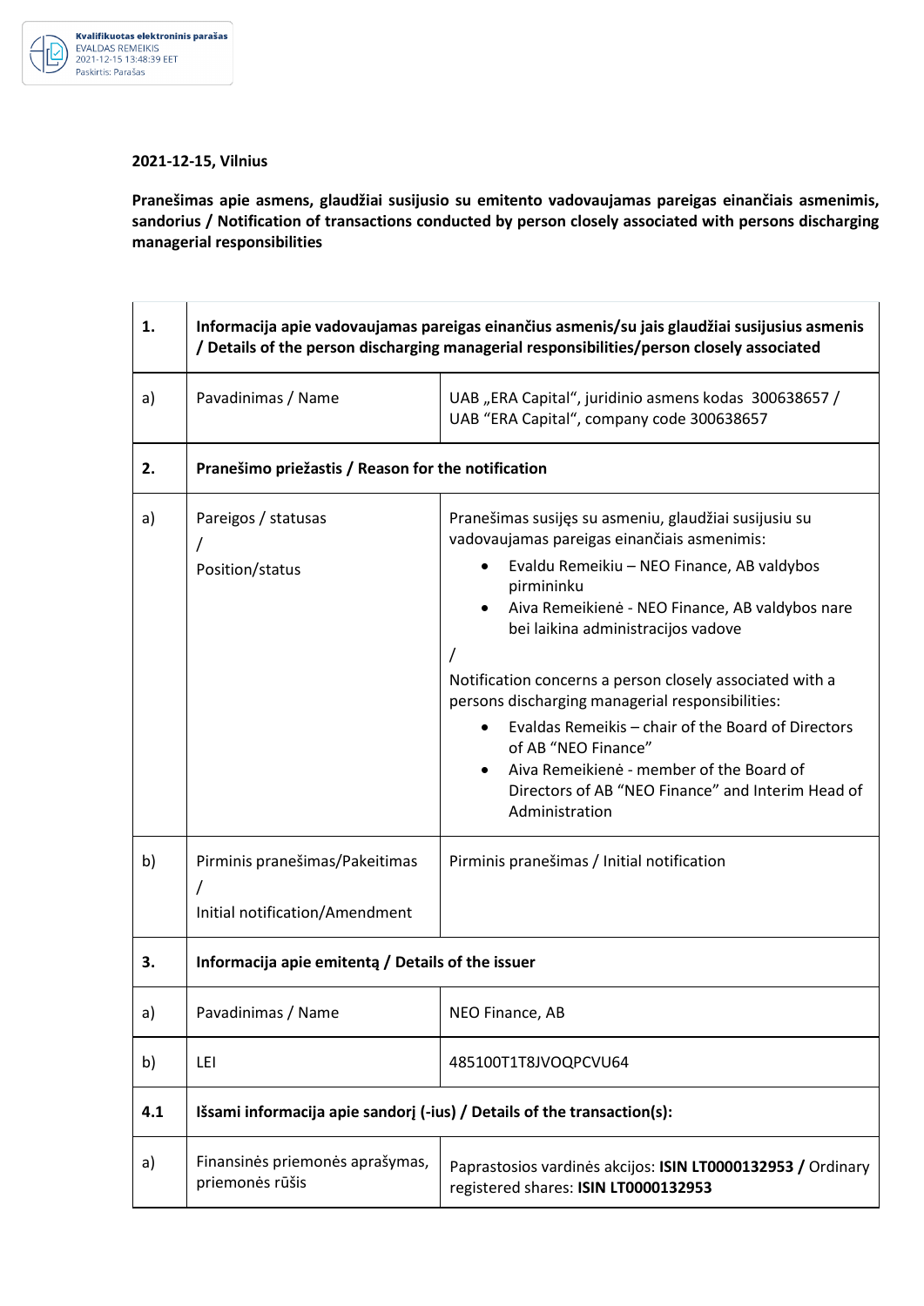Kvalifikuotas elektroninis parašas
EVALDAS REMEIKIS
2021-12-15 13:48:39 EET
Paskirtis: Parašas

**2021-12-15, Vilnius**

**Pranešimas apie asmens, glaudžiai susijusio su emitento vadovaujamas pareigas einančiais asmenimis, sandorius / Notification of transactions conducted by person closely associated with persons discharging managerial responsibilities**

| | | |
|---|---|---|
| **1.** | **Informacija apie vadovaujamas pareigas einančius asmenis/su jais glaudžiai susijusius asmenis / Details of the person discharging managerial responsibilities/person closely associated** | |
| a) | Pavadinimas / Name | UAB „ERA Capital", juridinio asmens kodas 300638657 / UAB "ERA Capital", company code 300638657 |
| **2.** | **Pranešimo priežastis / Reason for the notification** | |
| a) | Pareigos / statusas / Position/status | Pranešimas susijęs su asmeniu, glaudžiai susijusiu su vadovaujamas pareigas einančiais asmenimis: <br>• Evaldu Remeikiu – NEO Finance, AB valdybos pirmininku <br>• Aiva Remeikienė - NEO Finance, AB valdybos nare bei laikina administracijos vadove <br>/ <br>Notification concerns a person closely associated with a persons discharging managerial responsibilities: <br>• Evaldas Remeikis – chair of the Board of Directors of AB "NEO Finance" <br>• Aiva Remeikienė - member of the Board of Directors of AB "NEO Finance" and Interim Head of Administration |
| b) | Pirminis pranešimas/Pakeitimas / Initial notification/Amendment | Pirminis pranešimas / Initial notification |
| **3.** | **Informacija apie emitentą / Details of the issuer** | |
| a) | Pavadinimas / Name | NEO Finance, AB |
| b) | LEI | 485100T1T8JVOQPCVU64 |
| **4.1** | **Išsami informacija apie sandorį (-ius) / Details of the transaction(s):** | |
| a) | Finansinės priemonės aprašymas, priemonės rūšis | Paprastosios vardinės akcijos: **ISIN LT0000132953 /** Ordinary registered shares: **ISIN LT0000132953** |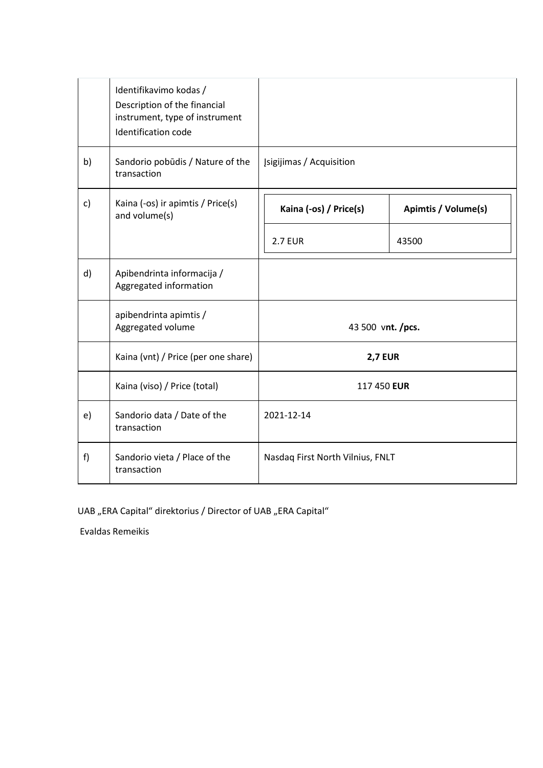| | | |
|---|---|---|
| | Identifikavimo kodas / Description of the financial instrument, type of instrument Identification code | |
| b) | Sandorio pobūdis / Nature of the transaction | Įsigijimas / Acquisition |
| c) | Kaina (-os) ir apimtis / Price(s) and volume(s) | **Kaina (-os) / Price(s)**: 2.7 EUR; **Apimtis / Volume(s)**: 43500 |
| d) | Apibendrinta informacija / Aggregated information | |
| | apibendrinta apimtis / Aggregated volume | 43 500 v**nt. /pcs.** |
| | Kaina (vnt) / Price (per one share) | **2,7 EUR** |
| | Kaina (viso) / Price (total) | 117 450 **EUR** |
| e) | Sandorio data / Date of the transaction | 2021-12-14 |
| f) | Sandorio vieta / Place of the transaction | Nasdaq First North Vilnius, FNLT |

UAB „ERA Capital" direktorius / Director of UAB „ERA Capital"

Evaldas Remeikis